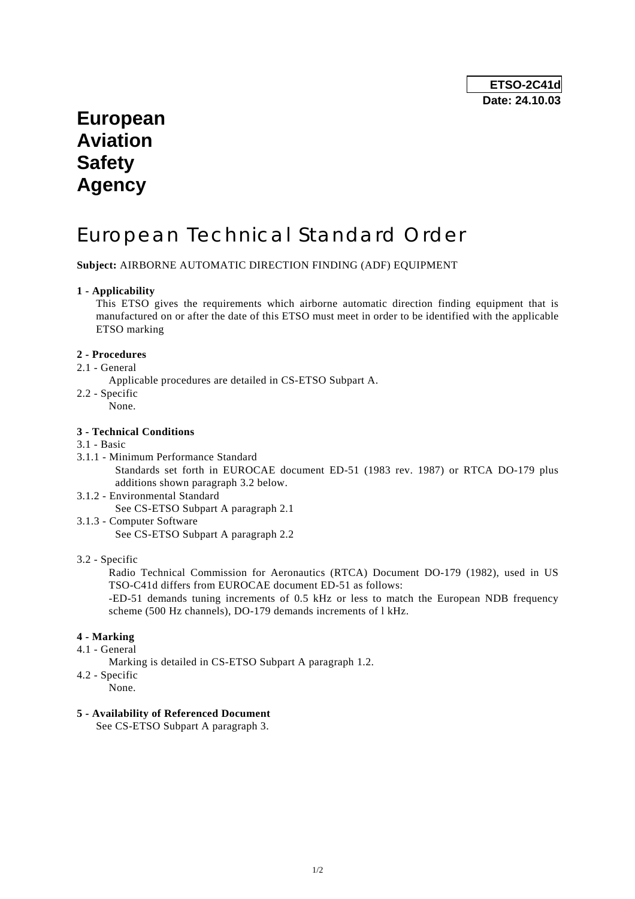**ETSO-2C41d**
**Date: 24.10.03**

# European Aviation Safety Agency

# European Technical Standard Order

**Subject:** AIRBORNE AUTOMATIC DIRECTION FINDING (ADF) EQUIPMENT

**1 - Applicability**

This ETSO gives the requirements which airborne automatic direction finding equipment that is manufactured on or after the date of this ETSO must meet in order to be identified with the applicable ETSO marking

**2 - Procedures**

2.1 - General

Applicable procedures are detailed in CS-ETSO Subpart A.

2.2 - Specific

None.

**3 - Technical Conditions**

3.1 - Basic

3.1.1 - Minimum Performance Standard

Standards set forth in EUROCAE document ED-51 (1983 rev. 1987) or RTCA DO-179 plus additions shown paragraph 3.2 below.

3.1.2 - Environmental Standard

See CS-ETSO Subpart A paragraph 2.1

3.1.3 - Computer Software

See CS-ETSO Subpart A paragraph 2.2

3.2 - Specific

Radio Technical Commission for Aeronautics (RTCA) Document DO-179 (1982), used in US TSO-C41d differs from EUROCAE document ED-51 as follows:

-ED-51 demands tuning increments of 0.5 kHz or less to match the European NDB frequency scheme (500 Hz channels), DO-179 demands increments of l kHz.

**4 - Marking**

4.1 - General

Marking is detailed in CS-ETSO Subpart A paragraph 1.2.

4.2 - Specific

None.

**5 - Availability of Referenced Document**

See CS-ETSO Subpart A paragraph 3.